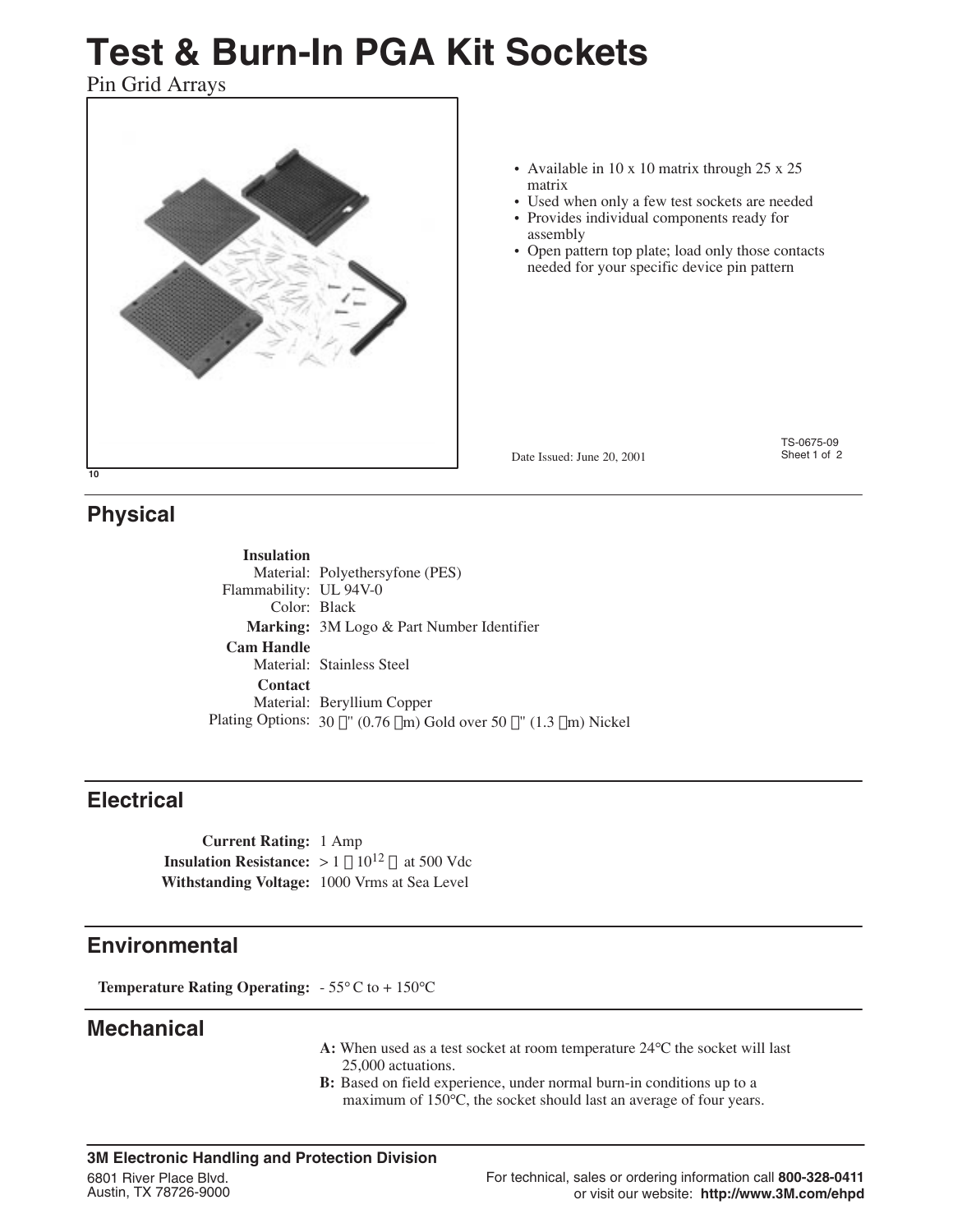# Test & Burn-In PGA Kit Sockets

Pin Grid Arrays

- Available in 10 x 10 matrix through 25 x 25 matrix
- Used when only a few test sockets are needed
- Provides individual components ready for assembly
- Open pattern top plate; load only those contacts needed for your specific device pin pattern

Date Issued: June 20, 2001

TS-0675-09

## Physical

**Insulation**
Material: Polyethersyfone (PES)
Flammability: UL 94V-0
Color: Black

**Marking:** 3M Logo & Part Number Identifier

**Cam Handle**
Material: Stainless Steel

**Contact**
Material: Beryllium Copper
Plating Options: 30 μ" (0.76 μm) Gold over 50 μ" (1.3 μm) Nickel

## Electrical

**Current Rating:** 1 Amp
**Insulation Resistance:** $> 1 \times 10^{12}$ Ω at 500 Vdc
**Withstanding Voltage:** 1000 Vrms at Sea Level

## Environmental

**Temperature Rating Operating:** - 55° C to + 150°C

## Mechanical

**A:** When used as a test socket at room temperature 24°C the socket will last 25,000 actuations.

**B:** Based on field experience, under normal burn-in conditions up to a maximum of 150°C, the socket should last an average of four years.

**3M Electronic Handling and Protection Division**
6801 River Place Blvd.
Austin, TX 78726-9000

For technical, sales or ordering information call **800-328-0411** or visit our website: **http://www.3M.com/ehpd**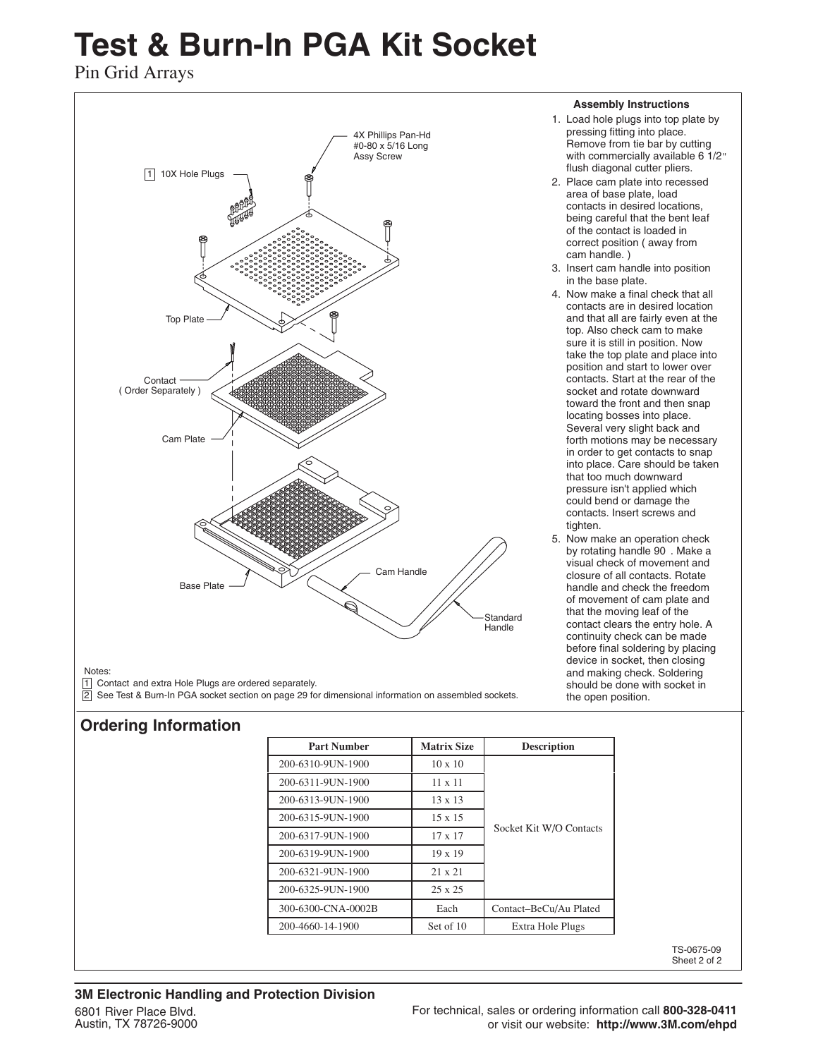# Test & Burn-In PGA Kit Socket

Pin Grid Arrays

4X Phillips Pan-Hd #0-80 x 5/16 Long Assy Screw

1 10X Hole Plugs

Top Plate

Contact ( Order Separately )

Cam Plate

Base Plate

Cam Handle

Standard Handle

**Assembly Instructions**

1. Load hole plugs into top plate by pressing fitting into place. Remove from tie bar by cutting with commercially available 6 1/2" flush diagonal cutter pliers.
2. Place cam plate into recessed area of base plate, load contacts in desired locations, being careful that the bent leaf of the contact is loaded in correct position ( away from cam handle. )
3. Insert cam handle into position in the base plate.
4. Now make a final check that all contacts are in desired location and that all are fairly even at the top. Also check cam to make sure it is still in position. Now take the top plate and place into position and start to lower over contacts. Start at the rear of the socket and rotate downward toward the front and then snap locating bosses into place. Several very slight back and forth motions may be necessary in order to get contacts to snap into place. Care should be taken that too much downward pressure isn't applied which could bend or damage the contacts. Insert screws and tighten.
5. Now make an operation check by rotating handle 90 . Make a visual check of movement and closure of all contacts. Rotate handle and check the freedom of movement of cam plate and that the moving leaf of the contact clears the entry hole. A continuity check can be made before final soldering by placing device in socket, then closing and making check. Soldering should be done with socket in the open position.

Notes:

1 Contact and extra Hole Plugs are ordered separately.

2 See Test & Burn-In PGA socket section on page 29 for dimensional information on assembled sockets.

## Ordering Information

| Part Number | Matrix Size | Description |
|---|---|---|
| 200-6310-9UN-1900 | 10 x 10 | Socket Kit W/O Contacts |
| 200-6311-9UN-1900 | 11 x 11 | |
| 200-6313-9UN-1900 | 13 x 13 | |
| 200-6315-9UN-1900 | 15 x 15 | |
| 200-6317-9UN-1900 | 17 x 17 | |
| 200-6319-9UN-1900 | 19 x 19 | |
| 200-6321-9UN-1900 | 21 x 21 | |
| 200-6325-9UN-1900 | 25 x 25 | |
| 300-6300-CNA-0002B | Each | Contact–BeCu/Au Plated |
| 200-4660-14-1900 | Set of 10 | Extra Hole Plugs |

TS-0675-09
Sheet 2 of 2

**3M Electronic Handling and Protection Division**
6801 River Place Blvd.
Austin, TX 78726-9000

For technical, sales or ordering information call **800-328-0411** or visit our website: **http://www.3M.com/ehpd**